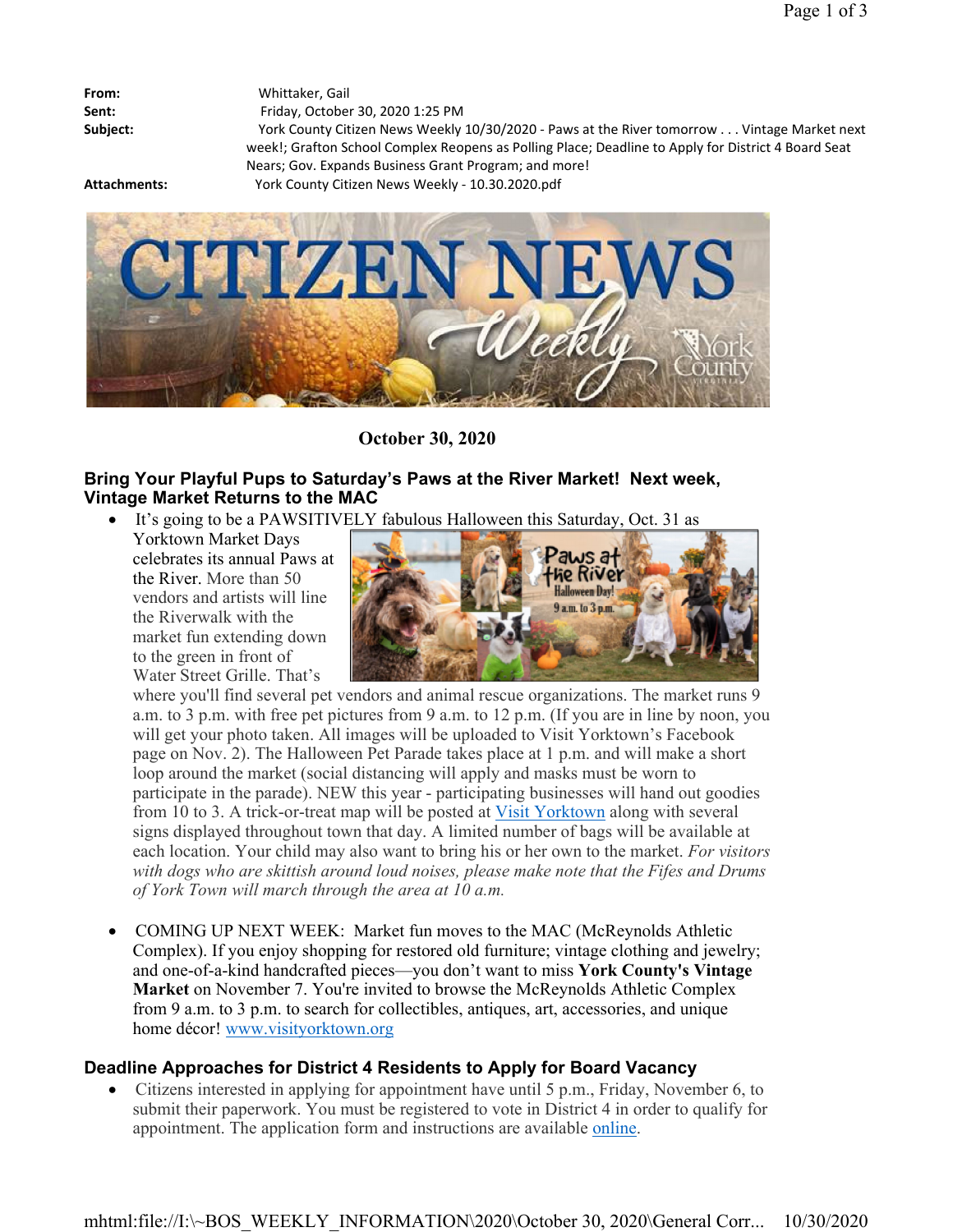**From:** Whittaker, Gail
**Sent:** Friday, October 30, 2020 1:25 PM
**Subject:** York County Citizen News Weekly 10/30/2020 - Paws at the River tomorrow . . . Vintage Market next week!; Grafton School Complex Reopens as Polling Place; Deadline to Apply for District 4 Board Seat Nears; Gov. Expands Business Grant Program; and more!
**Attachments:** York County Citizen News Weekly - 10.30.2020.pdf

**October 30, 2020**

### Bring Your Playful Pups to Saturday's Paws at the River Market! Next week, Vintage Market Returns to the MAC

- It's going to be a PAWSITIVELY fabulous Halloween this Saturday, Oct. 31 as Yorktown Market Days celebrates its annual Paws at the River. More than 50 vendors and artists will line the Riverwalk with the market fun extending down to the green in front of Water Street Grille. That's where you'll find several pet vendors and animal rescue organizations. The market runs 9 a.m. to 3 p.m. with free pet pictures from 9 a.m. to 12 p.m. (If you are in line by noon, you will get your photo taken. All images will be uploaded to Visit Yorktown's Facebook page on Nov. 2). The Halloween Pet Parade takes place at 1 p.m. and will make a short loop around the market (social distancing will apply and masks must be worn to participate in the parade). NEW this year - participating businesses will hand out goodies from 10 to 3. A trick-or-treat map will be posted at Visit Yorktown along with several signs displayed throughout town that day. A limited number of bags will be available at each location. Your child may also want to bring his or her own to the market. *For visitors with dogs who are skittish around loud noises, please make note that the Fifes and Drums of York Town will march through the area at 10 a.m.*

- COMING UP NEXT WEEK: Market fun moves to the MAC (McReynolds Athletic Complex). If you enjoy shopping for restored old furniture; vintage clothing and jewelry; and one-of-a-kind handcrafted pieces—you don't want to miss **York County's Vintage Market** on November 7. You're invited to browse the McReynolds Athletic Complex from 9 a.m. to 3 p.m. to search for collectibles, antiques, art, accessories, and unique home décor! www.visityorktown.org

### Deadline Approaches for District 4 Residents to Apply for Board Vacancy

- Citizens interested in applying for appointment have until 5 p.m., Friday, November 6, to submit their paperwork. You must be registered to vote in District 4 in order to qualify for appointment. The application form and instructions are available online.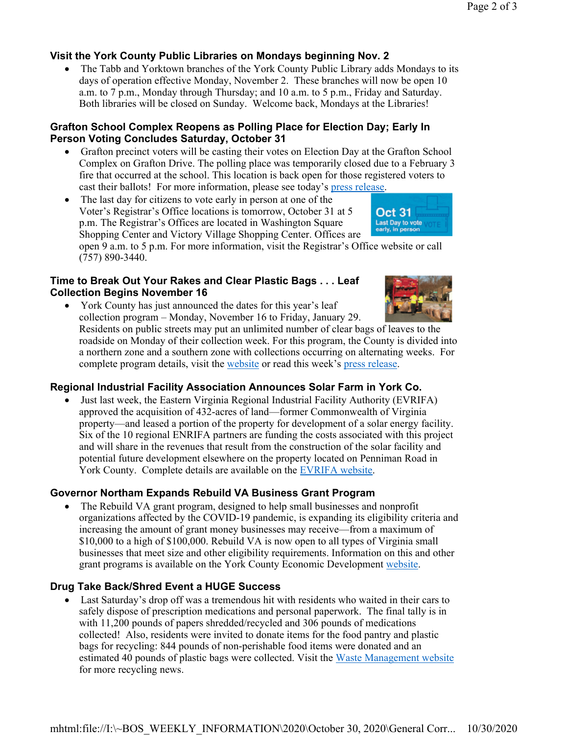### Visit the York County Public Libraries on Mondays beginning Nov. 2

- The Tabb and Yorktown branches of the York County Public Library adds Mondays to its days of operation effective Monday, November 2. These branches will now be open 10 a.m. to 7 p.m., Monday through Thursday; and 10 a.m. to 5 p.m., Friday and Saturday. Both libraries will be closed on Sunday. Welcome back, Mondays at the Libraries!

### Grafton School Complex Reopens as Polling Place for Election Day; Early In Person Voting Concludes Saturday, October 31

- Grafton precinct voters will be casting their votes on Election Day at the Grafton School Complex on Grafton Drive. The polling place was temporarily closed due to a February 3 fire that occurred at the school. This location is back open for those registered voters to cast their ballots! For more information, please see today's press release.
- The last day for citizens to vote early in person at one of the Voter's Registrar's Office locations is tomorrow, October 31 at 5 p.m. The Registrar's Offices are located in Washington Square Shopping Center and Victory Village Shopping Center. Offices are open 9 a.m. to 5 p.m. For more information, visit the Registrar's Office website or call (757) 890-3440.

### Time to Break Out Your Rakes and Clear Plastic Bags . . . Leaf Collection Begins November 16

- York County has just announced the dates for this year's leaf collection program – Monday, November 16 to Friday, January 29. Residents on public streets may put an unlimited number of clear bags of leaves to the roadside on Monday of their collection week. For this program, the County is divided into a northern zone and a southern zone with collections occurring on alternating weeks. For complete program details, visit the website or read this week's press release.

### Regional Industrial Facility Association Announces Solar Farm in York Co.

- Just last week, the Eastern Virginia Regional Industrial Facility Authority (EVRIFA) approved the acquisition of 432-acres of land—former Commonwealth of Virginia property—and leased a portion of the property for development of a solar energy facility. Six of the 10 regional ENRIFA partners are funding the costs associated with this project and will share in the revenues that result from the construction of the solar facility and potential future development elsewhere on the property located on Penniman Road in York County. Complete details are available on the EVRIFA website.

### Governor Northam Expands Rebuild VA Business Grant Program

- The Rebuild VA grant program, designed to help small businesses and nonprofit organizations affected by the COVID-19 pandemic, is expanding its eligibility criteria and increasing the amount of grant money businesses may receive—from a maximum of $10,000 to a high of $100,000. Rebuild VA is now open to all types of Virginia small businesses that meet size and other eligibility requirements. Information on this and other grant programs is available on the York County Economic Development website.

### Drug Take Back/Shred Event a HUGE Success

- Last Saturday's drop off was a tremendous hit with residents who waited in their cars to safely dispose of prescription medications and personal paperwork. The final tally is in with 11,200 pounds of papers shredded/recycled and 306 pounds of medications collected! Also, residents were invited to donate items for the food pantry and plastic bags for recycling: 844 pounds of non-perishable food items were donated and an estimated 40 pounds of plastic bags were collected. Visit the Waste Management website for more recycling news.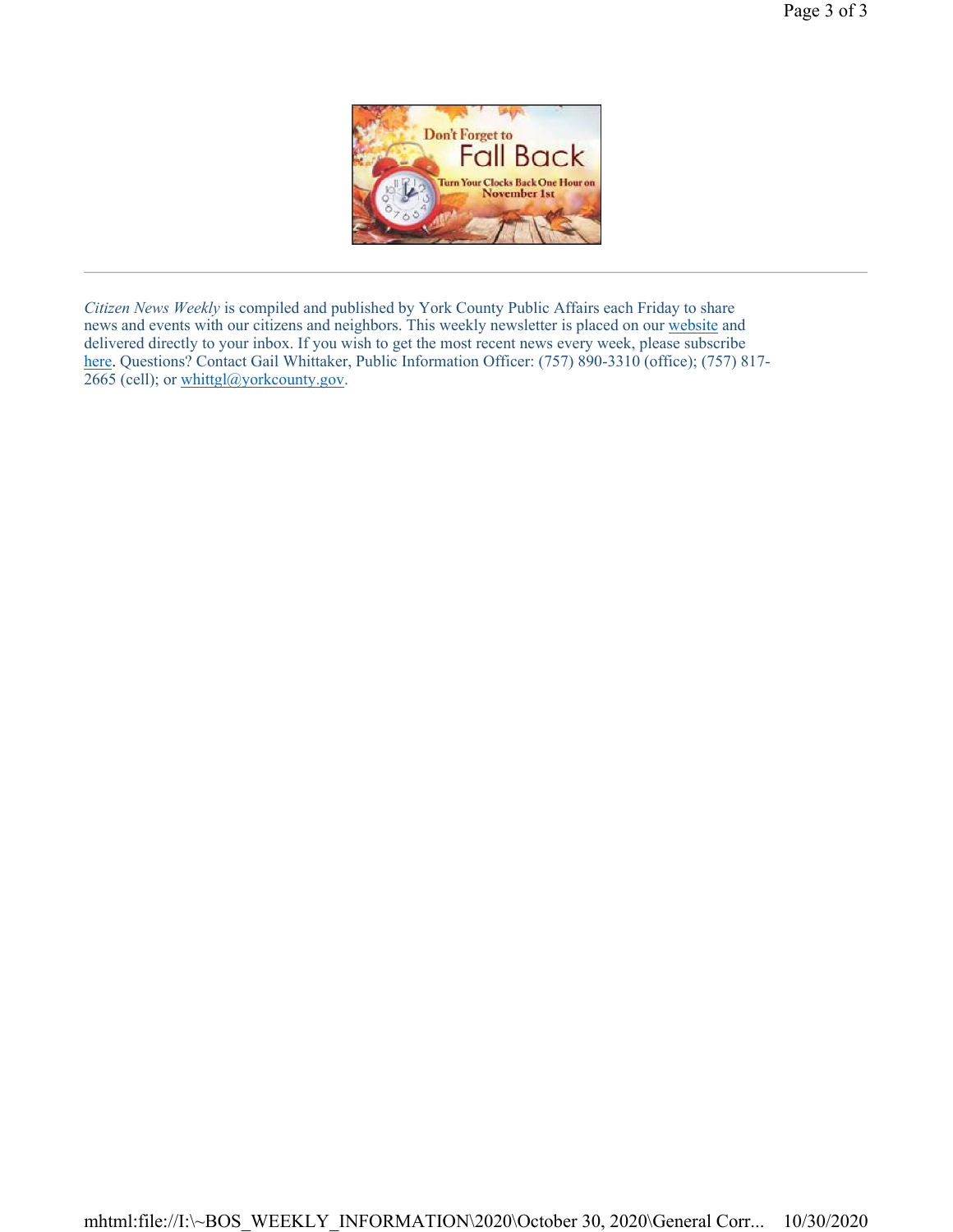Don't Forget to

Fall Back

Turn Your Clocks Back One Hour on November 1st

---

*Citizen News Weekly* is compiled and published by York County Public Affairs each Friday to share news and events with our citizens and neighbors. This weekly newsletter is placed on our website and delivered directly to your inbox. If you wish to get the most recent news every week, please subscribe here. Questions? Contact Gail Whittaker, Public Information Officer: (757) 890-3310 (office); (757) 817-2665 (cell); or whittgl@yorkcounty.gov.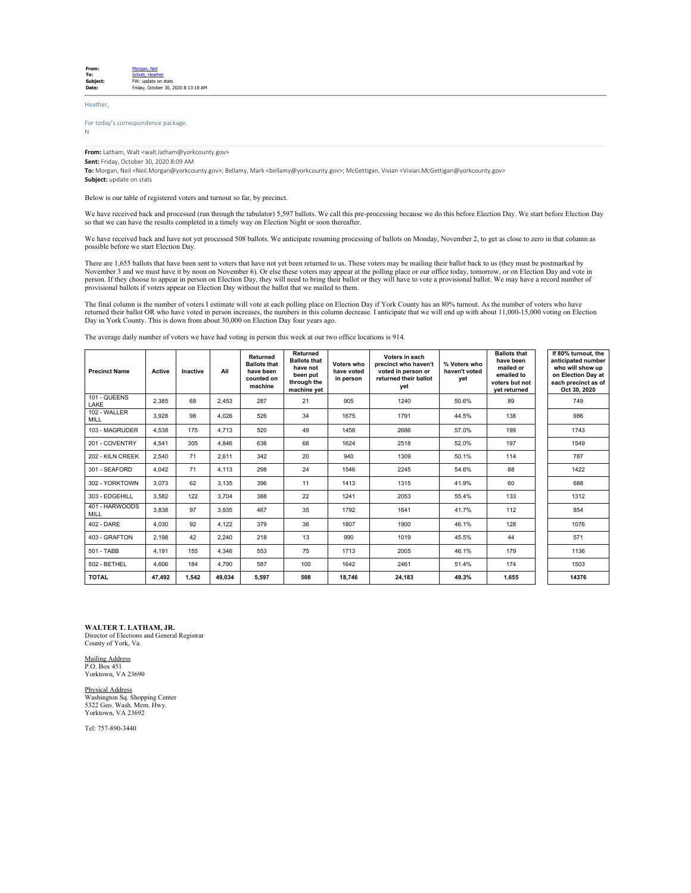**From:** Morgan, Neil
**To:** Schott, Heather
**Subject:** FW: update on stats
**Date:** Friday, October 30, 2020 8:13:18 AM

Heather,

For today's correspondence package.
N

**From:** Latham, Walt <walt.latham@yorkcounty.gov>
**Sent:** Friday, October 30, 2020 8:09 AM
**To:** Morgan, Neil <Neil.Morgan@yorkcounty.gov>; Bellamy, Mark <bellamy@yorkcounty.gov>; McGettigan, Vivian <Vivian.McGettigan@yorkcounty.gov>
**Subject:** update on stats

Below is our table of registered voters and turnout so far, by precinct.

We have received back and processed (run through the tabulator) 5,597 ballots. We call this pre-processing because we do this before Election Day. We start before Election Day so that we can have the results completed in a timely way on Election Night or soon thereafter.

We have received back and have not yet processed 508 ballots. We anticipate resuming processing of ballots on Monday, November 2, to get as close to zero in that column as possible before we start Election Day.

There are 1,655 ballots that have been sent to voters that have not yet been returned to us. These voters may be mailing their ballot back to us (they must be postmarked by November 3 and we must have it by noon on November 6). Or else these voters may appear at the polling place or our office today, tomorrow, or on Election Day and vote in person. If they choose to appear in person on Election Day, they will need to bring their ballot or they will have to vote a provisional ballot. We may have a record number of provisional ballots if voters appear on Election Day without the ballot that we mailed to them.

The final column is the number of voters I estimate will vote at each polling place on Election Day if York County has an 80% turnout. As the number of voters who have returned their ballot OR who have voted in person increases, the numbers in this column decrease. I anticipate that we will end up with about 11,000-15,000 voting on Election Day in York County. This is down from about 30,000 on Election Day four years ago.

The average daily number of voters we have had voting in person this week at our two office locations is 914.

| Precinct Name | Active | Inactive | All | Returned Ballots that have been counted on machine | Returned Ballots that have not been put through the machine yet | Voters who have voted in person | Voters in each precinct who haven't voted in person or returned their ballot yet | % Voters who haven't voted yet | Ballots that have been mailed or emailed to voters but not yet returned | If 80% turnout, the anticipated number who will show up on Election Day at each precinct as of Oct 30, 2020 |
|---|---|---|---|---|---|---|---|---|---|---|
| 101 - QUEENS LAKE | 2,385 | 68 | 2,453 | 287 | 21 | 905 | 1240 | 50.6% | 89 | 749 |
| 102 - WALLER MILL | 3,928 | 98 | 4,026 | 526 | 34 | 1675 | 1791 | 44.5% | 138 | 986 |
| 103 - MAGRUDER | 4,538 | 175 | 4,713 | 520 | 49 | 1458 | 2686 | 57.0% | 199 | 1743 |
| 201 - COVENTRY | 4,541 | 305 | 4,846 | 636 | 68 | 1624 | 2518 | 52.0% | 197 | 1549 |
| 202 - KILN CREEK | 2,540 | 71 | 2,611 | 342 | 20 | 940 | 1309 | 50.1% | 114 | 787 |
| 301 - SEAFORD | 4,042 | 71 | 4,113 | 298 | 24 | 1546 | 2245 | 54.6% | 88 | 1422 |
| 302 - YORKTOWN | 3,073 | 62 | 3,135 | 396 | 11 | 1413 | 1315 | 41.9% | 60 | 688 |
| 303 - EDGEHILL | 3,582 | 122 | 3,704 | 388 | 22 | 1241 | 2053 | 55.4% | 133 | 1312 |
| 401 - HARWOODS MILL | 3,838 | 97 | 3,935 | 467 | 35 | 1792 | 1641 | 41.7% | 112 | 854 |
| 402 - DARE | 4,030 | 92 | 4,122 | 379 | 36 | 1807 | 1900 | 46.1% | 128 | 1076 |
| 403 - GRAFTON | 2,198 | 42 | 2,240 | 218 | 13 | 990 | 1019 | 45.5% | 44 | 571 |
| 501 - TABB | 4,191 | 155 | 4,346 | 553 | 75 | 1713 | 2005 | 46.1% | 179 | 1136 |
| 502 - BETHEL | 4,606 | 184 | 4,790 | 587 | 100 | 1642 | 2461 | 51.4% | 174 | 1503 |
| **TOTAL** | **47,492** | **1,542** | **49,034** | **5,597** | **508** | **18,746** | **24,183** | **49.3%** | **1,655** | **14376** |

**WALTER T. LATHAM, JR.**
Director of Elections and General Registrar
County of York, Va.

Mailing Address
P.O. Box 451
Yorktown, VA 23690

Physical Address
Washington Sq. Shopping Center
5322 Geo. Wash. Mem. Hwy.
Yorktown, VA 23692

Tel: 757-890-3440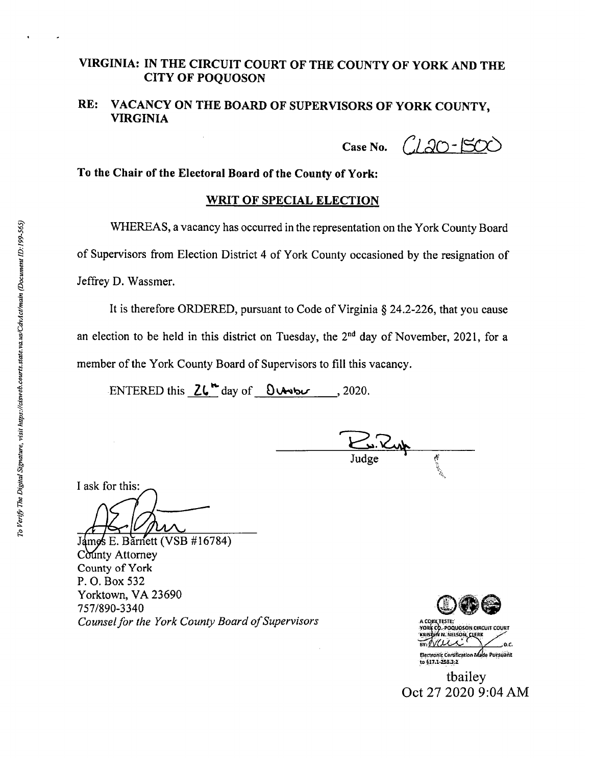VIRGINIA: IN THE CIRCUIT COURT OF THE COUNTY OF YORK AND THE CITY OF POQUOSON

RE: VACANCY ON THE BOARD OF SUPERVISORS OF YORK COUNTY, VIRGINIA

Case No. CL20-1500

**To the Chair of the Electoral Board of the County of York:**

## WRIT OF SPECIAL ELECTION

WHEREAS, a vacancy has occurred in the representation on the York County Board of Supervisors from Election District 4 of York County occasioned by the resignation of Jeffrey D. Wassmer.

It is therefore ORDERED, pursuant to Code of Virginia § 24.2-226, that you cause an election to be held in this district on Tuesday, the 2nd day of November, 2021, for a member of the York County Board of Supervisors to fill this vacancy.

ENTERED this 26th day of October, 2020.

Judge

I ask for this:

James E. Barnett (VSB #16784)
County Attorney
County of York
P. O. Box 532
Yorktown, VA 23690
757/890-3340
*Counsel for the York County Board of Supervisors*

A COPY TESTE:
YORK CO.-POQUOSON CIRCUIT COURT
KRISTEN N. NELSON, CLERK
BY: ________ D.C.
Electronic Certification Made Pursuant to §17.1-258.3:2

tbailey
Oct 27 2020 9:04 AM

To Verify The Digital Signature, visit https://cisweb.courts.state.va.us/CdvAct/main (Document ID:199-565)